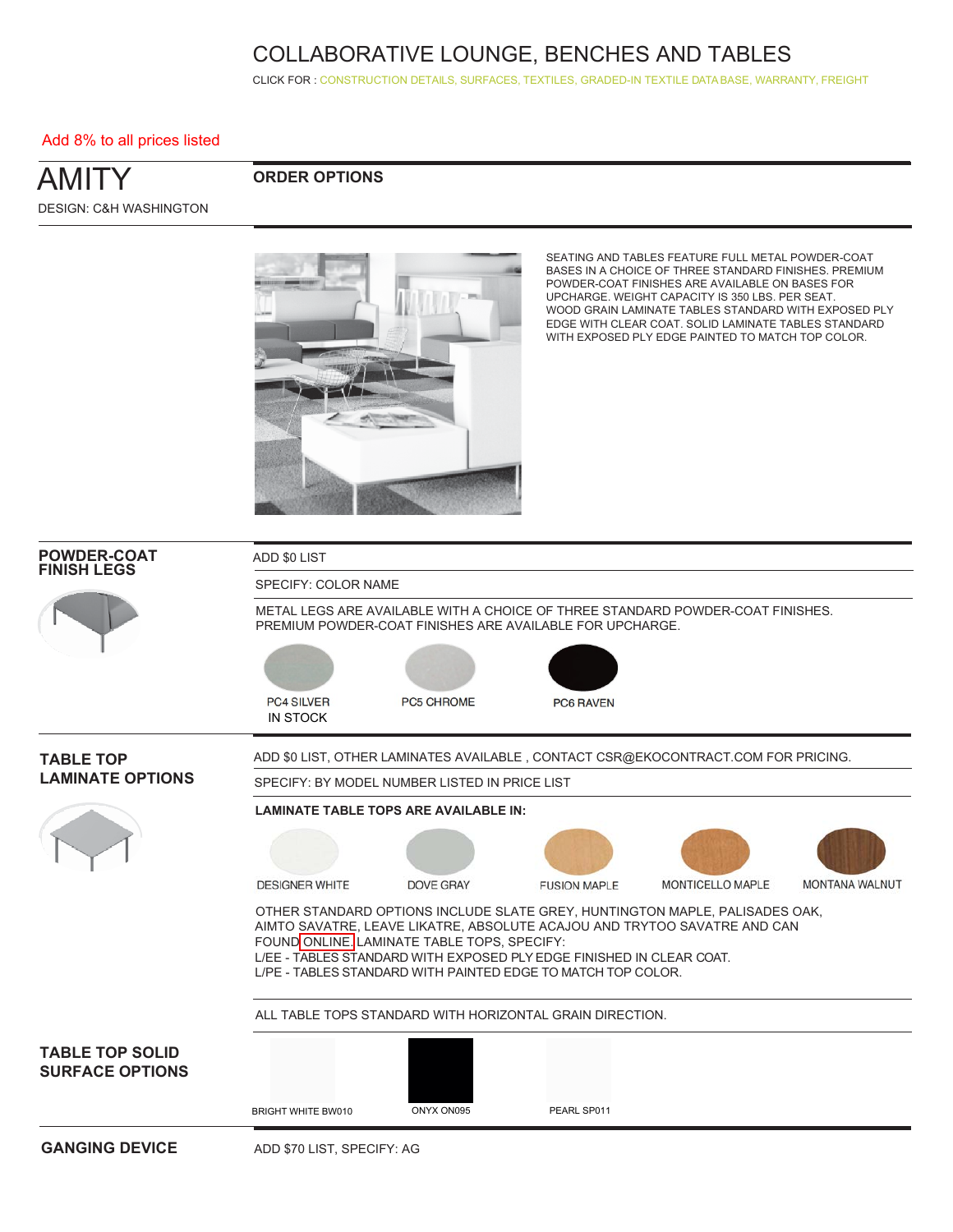# COLLABORATIVE LOUNGE, BENCHES AND TABLES

CLICK FOR : CONSTRUCTION DETAILS, SURFACES, TEXTILES, GRADED-IN TEXTILE DATA BASE, WARRANTY, FREIGHT

Add 8% to all prices listed

## AMITY

DESIGN: C&H WASHINGTON

### ORDER OPTIONS

SEATING AND TABLES FEATURE FULL METAL POWDER-COAT BASES IN A CHOICE OF THREE STANDARD FINISHES. PREMIUM POWDER-COAT FINISHES ARE AVAILABLE ON BASES FOR UPCHARGE. WEIGHT CAPACITY IS 350 LBS. PER SEAT. WOOD GRAIN LAMINATE TABLES STANDARD WITH EXPOSED PLY EDGE WITH CLEAR COAT. SOLID LAMINATE TABLES STANDARD WITH EXPOSED PLY EDGE PAINTED TO MATCH TOP COLOR.

### POWDER-COAT FINISH LEGS

ADD $0 LIST

SPECIFY: COLOR NAME

METAL LEGS ARE AVAILABLE WITH A CHOICE OF THREE STANDARD POWDER-COAT FINISHES. PREMIUM POWDER-COAT FINISHES ARE AVAILABLE FOR UPCHARGE.

- PC4 SILVER IN STOCK
- PC5 CHROME
- PC6 RAVEN

### TABLE TOP LAMINATE OPTIONS

ADD $0 LIST, OTHER LAMINATES AVAILABLE , CONTACT CSR@EKOCONTRACT.COM FOR PRICING.

SPECIFY: BY MODEL NUMBER LISTED IN PRICE LIST

**LAMINATE TABLE TOPS ARE AVAILABLE IN:**

- DESIGNER WHITE
- DOVE GRAY
- FUSION MAPLE
- MONTICELLO MAPLE
- MONTANA WALNUT

OTHER STANDARD OPTIONS INCLUDE SLATE GREY, HUNTINGTON MAPLE, PALISADES OAK, AIMTO SAVATRE, LEAVE LIKATRE, ABSOLUTE ACAJOU AND TRYTOO SAVATRE AND CAN FOUND ONLINE. LAMINATE TABLE TOPS, SPECIFY:
L/EE - TABLES STANDARD WITH EXPOSED PLY EDGE FINISHED IN CLEAR COAT.
L/PE - TABLES STANDARD WITH PAINTED EDGE TO MATCH TOP COLOR.

ALL TABLE TOPS STANDARD WITH HORIZONTAL GRAIN DIRECTION.

### TABLE TOP SOLID SURFACE OPTIONS

- BRIGHT WHITE BW010
- ONYX ON095
- PEARL SP011

### GANGING DEVICE

ADD $70 LIST, SPECIFY: AG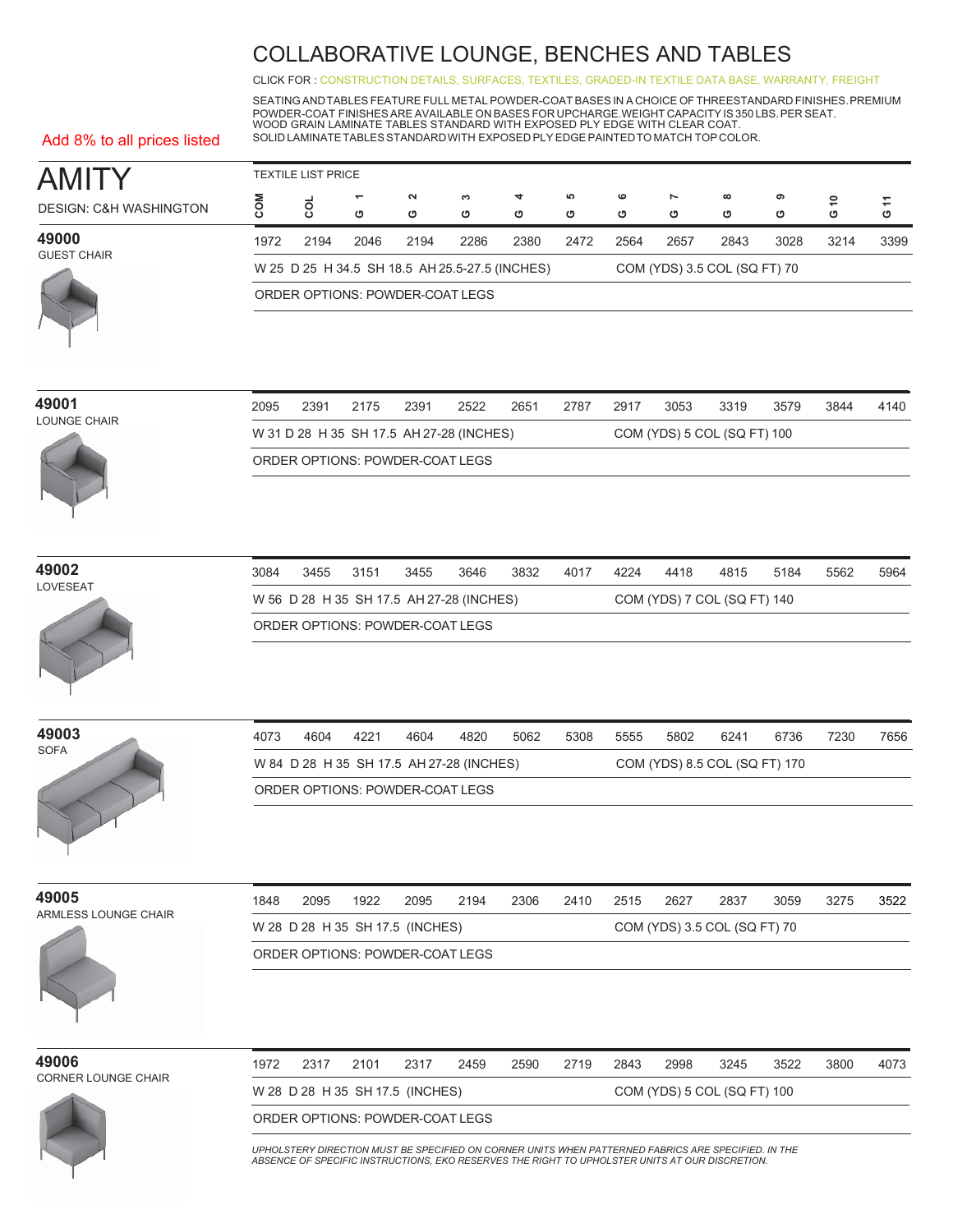# COLLABORATIVE LOUNGE, BENCHES AND TABLES

CLICK FOR : CONSTRUCTION DETAILS, SURFACES, TEXTILES, GRADED-IN TEXTILE DATA BASE, WARRANTY, FREIGHT

SEATING AND TABLES FEATURE FULL METAL POWDER-COAT BASES IN A CHOICE OF THREE STANDARD FINISHES. PREMIUM POWDER-COAT FINISHES ARE AVAILABLE ON BASES FOR UPCHARGE. WEIGHT CAPACITY IS 350 LBS. PER SEAT. WOOD GRAIN LAMINATE TABLES STANDARD WITH EXPOSED PLY EDGE WITH CLEAR COAT. SOLID LAMINATE TABLES STANDARD WITH EXPOSED PLY EDGE PAINTED TO MATCH TOP COLOR.

Add 8% to all prices listed

## AMITY

DESIGN: C&H WASHINGTON

TEXTILE LIST PRICE

| Model | COM | COL | G 1 | G 2 | G 3 | G 4 | G 5 | G 6 | G 7 | G 8 | G 9 | G 10 | G 11 |
|---|---|---|---|---|---|---|---|---|---|---|---|---|---|
| **49000** GUEST CHAIR | 1972 | 2194 | 2046 | 2194 | 2286 | 2380 | 2472 | 2564 | 2657 | 2843 | 3028 | 3214 | 3399 |
| **49001** LOUNGE CHAIR | 2095 | 2391 | 2175 | 2391 | 2522 | 2651 | 2787 | 2917 | 3053 | 3319 | 3579 | 3844 | 4140 |
| **49002** LOVESEAT | 3084 | 3455 | 3151 | 3455 | 3646 | 3832 | 4017 | 4224 | 4418 | 4815 | 5184 | 5562 | 5964 |
| **49003** SOFA | 4073 | 4604 | 4221 | 4604 | 4820 | 5062 | 5308 | 5555 | 5802 | 6241 | 6736 | 7230 | 7656 |
| **49005** ARMLESS LOUNGE CHAIR | 1848 | 2095 | 1922 | 2095 | 2194 | 2306 | 2410 | 2515 | 2627 | 2837 | 3059 | 3275 | 3522 |
| **49006** CORNER LOUNGE CHAIR | 1972 | 2317 | 2101 | 2317 | 2459 | 2590 | 2719 | 2843 | 2998 | 3245 | 3522 | 3800 | 4073 |

**49000** GUEST CHAIR
W 25 D 25 H 34.5 SH 18.5 AH 25.5-27.5 (INCHES) — COM (YDS) 3.5 COL (SQ FT) 70
ORDER OPTIONS: POWDER-COAT LEGS

**49001** LOUNGE CHAIR
W 31 D 28 H 35 SH 17.5 AH 27-28 (INCHES) — COM (YDS) 5 COL (SQ FT) 100
ORDER OPTIONS: POWDER-COAT LEGS

**49002** LOVESEAT
W 56 D 28 H 35 SH 17.5 AH 27-28 (INCHES) — COM (YDS) 7 COL (SQ FT) 140
ORDER OPTIONS: POWDER-COAT LEGS

**49003** SOFA
W 84 D 28 H 35 SH 17.5 AH 27-28 (INCHES) — COM (YDS) 8.5 COL (SQ FT) 170
ORDER OPTIONS: POWDER-COAT LEGS

**49005** ARMLESS LOUNGE CHAIR
W 28 D 28 H 35 SH 17.5 (INCHES) — COM (YDS) 3.5 COL (SQ FT) 70
ORDER OPTIONS: POWDER-COAT LEGS

**49006** CORNER LOUNGE CHAIR
W 28 D 28 H 35 SH 17.5 (INCHES) — COM (YDS) 5 COL (SQ FT) 100
ORDER OPTIONS: POWDER-COAT LEGS

*UPHOLSTERY DIRECTION MUST BE SPECIFIED ON CORNER UNITS WHEN PATTERNED FABRICS ARE SPECIFIED. IN THE ABSENCE OF SPECIFIC INSTRUCTIONS, EKO RESERVES THE RIGHT TO UPHOLSTER UNITS AT OUR DISCRETION.*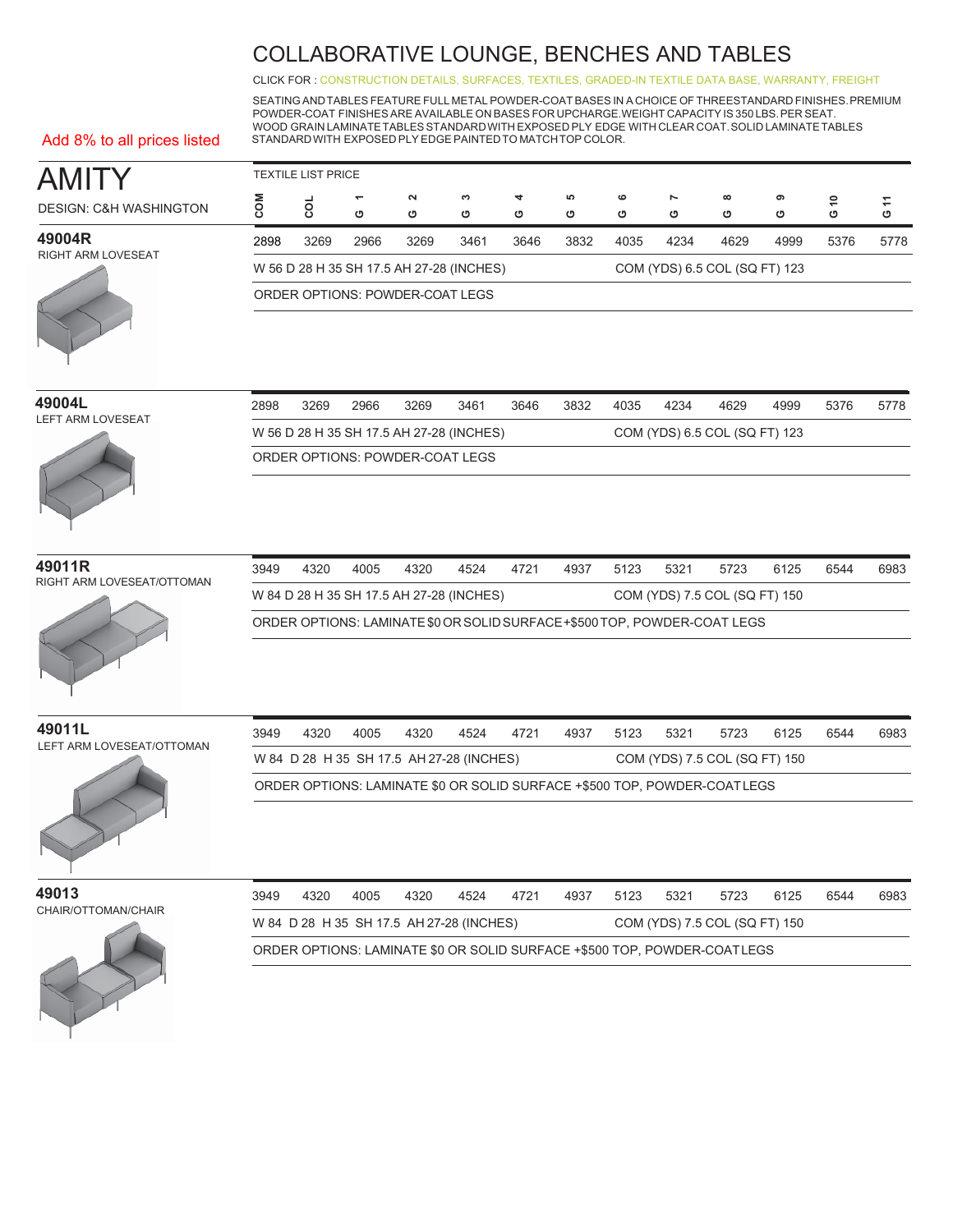# COLLABORATIVE LOUNGE, BENCHES AND TABLES

CLICK FOR : CONSTRUCTION DETAILS, SURFACES, TEXTILES, GRADED-IN TEXTILE DATA BASE, WARRANTY, FREIGHT

SEATING AND TABLES FEATURE FULL METAL POWDER-COAT BASES IN A CHOICE OF THREE STANDARD FINISHES. PREMIUM POWDER-COAT FINISHES ARE AVAILABLE ON BASES FOR UPCHARGE. WEIGHT CAPACITY IS 350 LBS. PER SEAT. WOOD GRAIN LAMINATE TABLES STANDARD WITH EXPOSED PLY EDGE WITH CLEAR COAT. SOLID LAMINATE TABLES STANDARD WITH EXPOSED PLY EDGE PAINTED TO MATCH TOP COLOR.

Add 8% to all prices listed

## AMITY

DESIGN: C&H WASHINGTON

TEXTILE LIST PRICE

| | COM | COL | G 1 | G 2 | G 3 | G 4 | G 5 | G 6 | G 7 | G 8 | G 9 | G 10 | G 11 |
|---|---|---|---|---|---|---|---|---|---|---|---|---|---|
| **49004R** RIGHT ARM LOVESEAT | 2898 | 3269 | 2966 | 3269 | 3461 | 3646 | 3832 | 4035 | 4234 | 4629 | 4999 | 5376 | 5778 |
| **49004L** LEFT ARM LOVESEAT | 2898 | 3269 | 2966 | 3269 | 3461 | 3646 | 3832 | 4035 | 4234 | 4629 | 4999 | 5376 | 5778 |
| **49011R** RIGHT ARM LOVESEAT/OTTOMAN | 3949 | 4320 | 4005 | 4320 | 4524 | 4721 | 4937 | 5123 | 5321 | 5723 | 6125 | 6544 | 6983 |
| **49011L** LEFT ARM LOVESEAT/OTTOMAN | 3949 | 4320 | 4005 | 4320 | 4524 | 4721 | 4937 | 5123 | 5321 | 5723 | 6125 | 6544 | 6983 |
| **49013** CHAIR/OTTOMAN/CHAIR | 3949 | 4320 | 4005 | 4320 | 4524 | 4721 | 4937 | 5123 | 5321 | 5723 | 6125 | 6544 | 6983 |

**49004R** RIGHT ARM LOVESEAT
W 56 D 28 H 35 SH 17.5 AH 27-28 (INCHES) — COM (YDS) 6.5 COL (SQ FT) 123
ORDER OPTIONS: POWDER-COAT LEGS

**49004L** LEFT ARM LOVESEAT
W 56 D 28 H 35 SH 17.5 AH 27-28 (INCHES) — COM (YDS) 6.5 COL (SQ FT) 123
ORDER OPTIONS: POWDER-COAT LEGS

**49011R** RIGHT ARM LOVESEAT/OTTOMAN
W 84 D 28 H 35 SH 17.5 AH 27-28 (INCHES) — COM (YDS) 7.5 COL (SQ FT) 150
ORDER OPTIONS: LAMINATE $0 OR SOLID SURFACE +$500 TOP, POWDER-COAT LEGS

**49011L** LEFT ARM LOVESEAT/OTTOMAN
W 84 D 28 H 35 SH 17.5 AH 27-28 (INCHES) — COM (YDS) 7.5 COL (SQ FT) 150
ORDER OPTIONS: LAMINATE $0 OR SOLID SURFACE +$500 TOP, POWDER-COAT LEGS

**49013** CHAIR/OTTOMAN/CHAIR
W 84 D 28 H 35 SH 17.5 AH 27-28 (INCHES) — COM (YDS) 7.5 COL (SQ FT) 150
ORDER OPTIONS: LAMINATE $0 OR SOLID SURFACE +$500 TOP, POWDER-COAT LEGS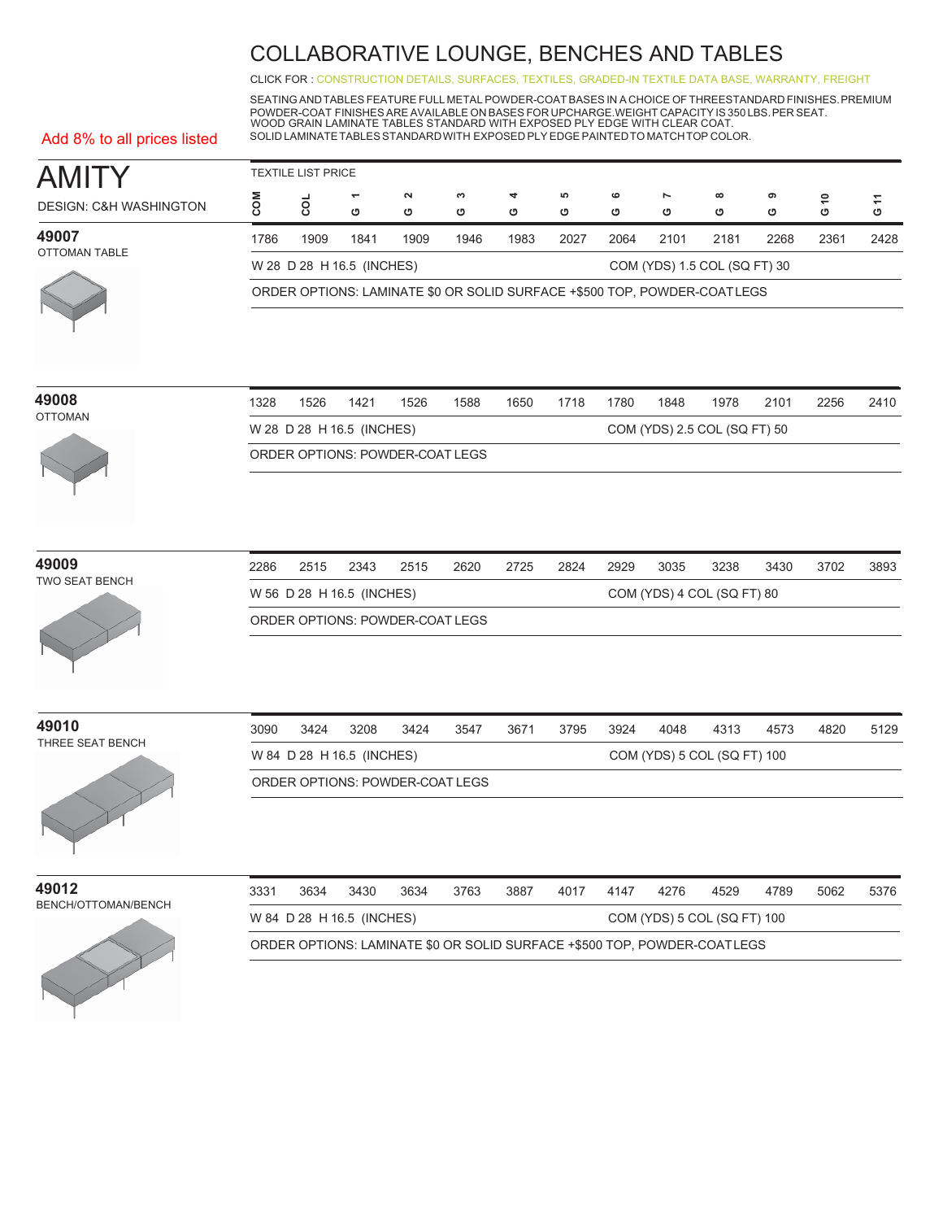# COLLABORATIVE LOUNGE, BENCHES AND TABLES

CLICK FOR : CONSTRUCTION DETAILS, SURFACES, TEXTILES, GRADED-IN TEXTILE DATA BASE, WARRANTY, FREIGHT

SEATING AND TABLES FEATURE FULL METAL POWDER-COAT BASES IN A CHOICE OF THREE STANDARD FINISHES. PREMIUM POWDER-COAT FINISHES ARE AVAILABLE ON BASES FOR UPCHARGE. WEIGHT CAPACITY IS 350 LBS. PER SEAT.
WOOD GRAIN LAMINATE TABLES STANDARD WITH EXPOSED PLY EDGE WITH CLEAR COAT.
SOLID LAMINATE TABLES STANDARD WITH EXPOSED PLY EDGE PAINTED TO MATCH TOP COLOR.

Add 8% to all prices listed

## AMITY

DESIGN: C&H WASHINGTON

TEXTILE LIST PRICE

| Model | COM | COL | G 1 | G 2 | G 3 | G 4 | G 5 | G 6 | G 7 | G 8 | G 9 | G 10 | G 11 |
|---|---|---|---|---|---|---|---|---|---|---|---|---|---|
| **49007** OTTOMAN TABLE | 1786 | 1909 | 1841 | 1909 | 1946 | 1983 | 2027 | 2064 | 2101 | 2181 | 2268 | 2361 | 2428 |
| **49008** OTTOMAN | 1328 | 1526 | 1421 | 1526 | 1588 | 1650 | 1718 | 1780 | 1848 | 1978 | 2101 | 2256 | 2410 |
| **49009** TWO SEAT BENCH | 2286 | 2515 | 2343 | 2515 | 2620 | 2725 | 2824 | 2929 | 3035 | 3238 | 3430 | 3702 | 3893 |
| **49010** THREE SEAT BENCH | 3090 | 3424 | 3208 | 3424 | 3547 | 3671 | 3795 | 3924 | 4048 | 4313 | 4573 | 4820 | 5129 |
| **49012** BENCH/OTTOMAN/BENCH | 3331 | 3634 | 3430 | 3634 | 3763 | 3887 | 4017 | 4147 | 4276 | 4529 | 4789 | 5062 | 5376 |

**49007** OTTOMAN TABLE
W 28 D 28 H 16.5 (INCHES) — COM (YDS) 1.5 COL (SQ FT) 30
ORDER OPTIONS: LAMINATE $0 OR SOLID SURFACE +$500 TOP, POWDER-COAT LEGS

**49008** OTTOMAN
W 28 D 28 H 16.5 (INCHES) — COM (YDS) 2.5 COL (SQ FT) 50
ORDER OPTIONS: POWDER-COAT LEGS

**49009** TWO SEAT BENCH
W 56 D 28 H 16.5 (INCHES) — COM (YDS) 4 COL (SQ FT) 80
ORDER OPTIONS: POWDER-COAT LEGS

**49010** THREE SEAT BENCH
W 84 D 28 H 16.5 (INCHES) — COM (YDS) 5 COL (SQ FT) 100
ORDER OPTIONS: POWDER-COAT LEGS

**49012** BENCH/OTTOMAN/BENCH
W 84 D 28 H 16.5 (INCHES) — COM (YDS) 5 COL (SQ FT) 100
ORDER OPTIONS: LAMINATE $0 OR SOLID SURFACE +$500 TOP, POWDER-COAT LEGS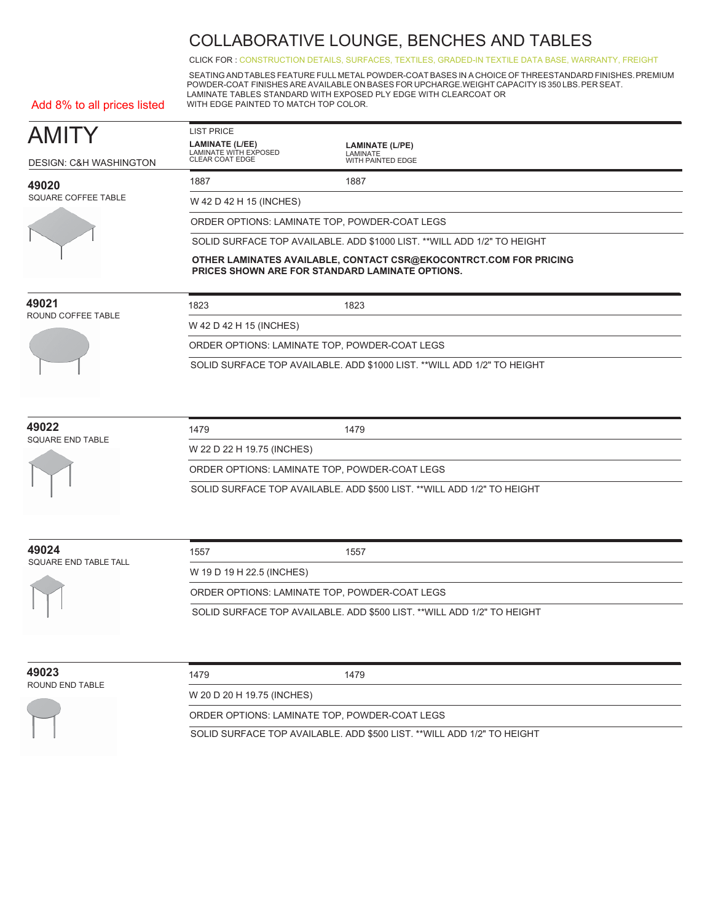# COLLABORATIVE LOUNGE, BENCHES AND TABLES

CLICK FOR : CONSTRUCTION DETAILS, SURFACES, TEXTILES, GRADED-IN TEXTILE DATA BASE, WARRANTY, FREIGHT

SEATING AND TABLES FEATURE FULL METAL POWDER-COAT BASES IN A CHOICE OF THREE STANDARD FINISHES. PREMIUM POWDER-COAT FINISHES ARE AVAILABLE ON BASES FOR UPCHARGE. WEIGHT CAPACITY IS 350 LBS. PER SEAT. LAMINATE TABLES STANDARD WITH EXPOSED PLY EDGE WITH CLEARCOAT OR WITH EDGE PAINTED TO MATCH TOP COLOR.

Add 8% to all prices listed

## AMITY

DESIGN: C&H WASHINGTON

| | LIST PRICE<br>**LAMINATE (L/EE)**<br>LAMINATE WITH EXPOSED CLEAR COAT EDGE | **LAMINATE (L/PE)**<br>LAMINATE WITH PAINTED EDGE |
|---|---|---|
| **49020**<br>SQUARE COFFEE TABLE | 1887 | 1887 |
| | W 42 D 42 H 15 (INCHES) | |
| | ORDER OPTIONS: LAMINATE TOP, POWDER-COAT LEGS | |
| | SOLID SURFACE TOP AVAILABLE. ADD $1000 LIST. **WILL ADD 1/2" TO HEIGHT | |
| | **OTHER LAMINATES AVAILABLE, CONTACT CSR@EKOCONTRCT.COM FOR PRICING**<br>**PRICES SHOWN ARE FOR STANDARD LAMINATE OPTIONS.** | |
| **49021**<br>ROUND COFFEE TABLE | 1823 | 1823 |
| | W 42 D 42 H 15 (INCHES) | |
| | ORDER OPTIONS: LAMINATE TOP, POWDER-COAT LEGS | |
| | SOLID SURFACE TOP AVAILABLE. ADD $1000 LIST. **WILL ADD 1/2" TO HEIGHT | |
| **49022**<br>SQUARE END TABLE | 1479 | 1479 |
| | W 22 D 22 H 19.75 (INCHES) | |
| | ORDER OPTIONS: LAMINATE TOP, POWDER-COAT LEGS | |
| | SOLID SURFACE TOP AVAILABLE. ADD $500 LIST. **WILL ADD 1/2" TO HEIGHT | |
| **49024**<br>SQUARE END TABLE TALL | 1557 | 1557 |
| | W 19 D 19 H 22.5 (INCHES) | |
| | ORDER OPTIONS: LAMINATE TOP, POWDER-COAT LEGS | |
| | SOLID SURFACE TOP AVAILABLE. ADD $500 LIST. **WILL ADD 1/2" TO HEIGHT | |
| **49023**<br>ROUND END TABLE | 1479 | 1479 |
| | W 20 D 20 H 19.75 (INCHES) | |
| | ORDER OPTIONS: LAMINATE TOP, POWDER-COAT LEGS | |
| | SOLID SURFACE TOP AVAILABLE. ADD $500 LIST. **WILL ADD 1/2" TO HEIGHT | |